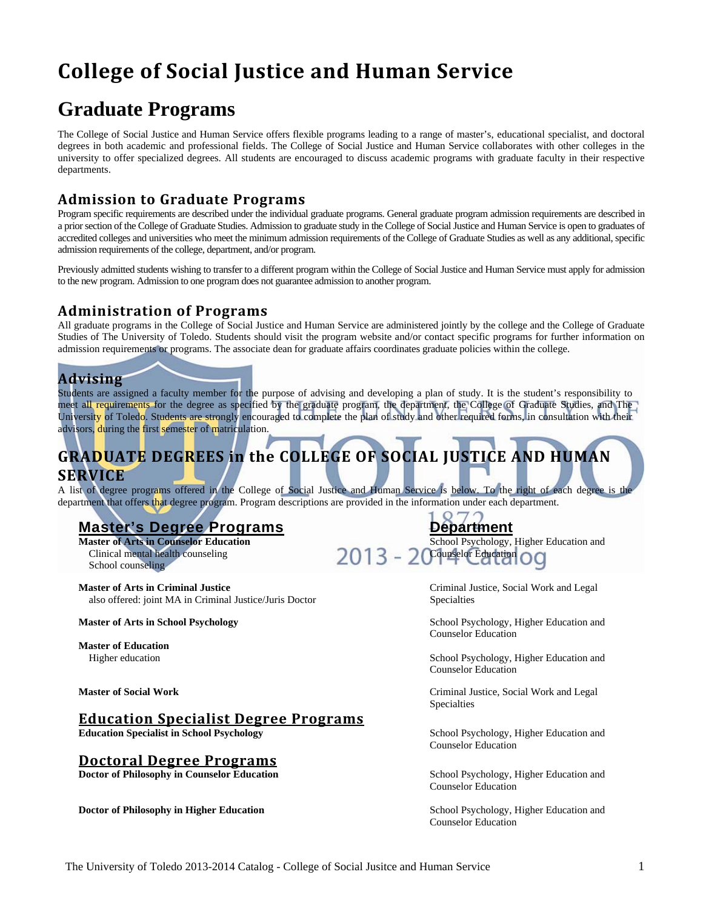# College of Social Justice and Human Service

## Graduate Programs

The College of Social Justice and Human Service offers flexible programs leading to a range of master's, educational specialist, and doctoral degrees in both academic and professional fields. The College of Social Justice and Human Service collaborates with other colleges in the university to offer specialized degrees. All students are encouraged to discuss academic programs with graduate faculty in their respective departments.

### Admission to Graduate Programs

Program specific requirements are described under the individual graduate programs. General graduate program admission requirements are described in a prior section of the College of Graduate Studies. Admission to graduate study in the College of Social Justice and Human Service is open to graduates of accredited colleges and universities who meet the minimum admission requirements of the College of Graduate Studies as well as any additional, specific admission requirements of the college, department, and/or program.

Previously admitted students wishing to transfer to a different program within the College of Social Justice and Human Service must apply for admission to the new program. Admission to one program does not guarantee admission to another program.

### Administration of Programs

All graduate programs in the College of Social Justice and Human Service are administered jointly by the college and the College of Graduate Studies of The University of Toledo. Students should visit the program website and/or contact specific programs for further information on admission requirements or programs. The associate dean for graduate affairs coordinates graduate policies within the college.

### Advising

Students are assigned a faculty member for the purpose of advising and developing a plan of study. It is the student's responsibility to meet all requirements for the degree as specified by the graduate program, the department, the College of Graduate Studies, and The University of Toledo. Students are strongly encouraged to complete the plan of study and other required forms, in consultation with their advisors, during the first semester of matriculation.

### GRADUATE DEGREES in the COLLEGE OF SOCIAL JUSTICE AND HUMAN SERVICE

A list of degree programs offered in the College of Social Justice and Human Service is below. To the right of each degree is the department that offers that degree program. Program descriptions are provided in the information under each department.

| Master's Degree Programs | Department |
| --- | --- |
| **Master of Arts in Counselor Education**<br>Clinical mental health counseling<br>School counseling | School Psychology, Higher Education and Counselor Education |
| **Master of Arts in Criminal Justice**<br>also offered: joint MA in Criminal Justice/Juris Doctor | Criminal Justice, Social Work and Legal Specialties |
| **Master of Arts in School Psychology** | School Psychology, Higher Education and Counselor Education |
| **Master of Education**<br>Higher education | School Psychology, Higher Education and Counselor Education |
| **Master of Social Work** | Criminal Justice, Social Work and Legal Specialties |
| **Education Specialist Degree Programs** | |
| **Education Specialist in School Psychology** | School Psychology, Higher Education and Counselor Education |
| **Doctoral Degree Programs** | |
| **Doctor of Philosophy in Counselor Education** | School Psychology, Higher Education and Counselor Education |
| **Doctor of Philosophy in Higher Education** | School Psychology, Higher Education and Counselor Education |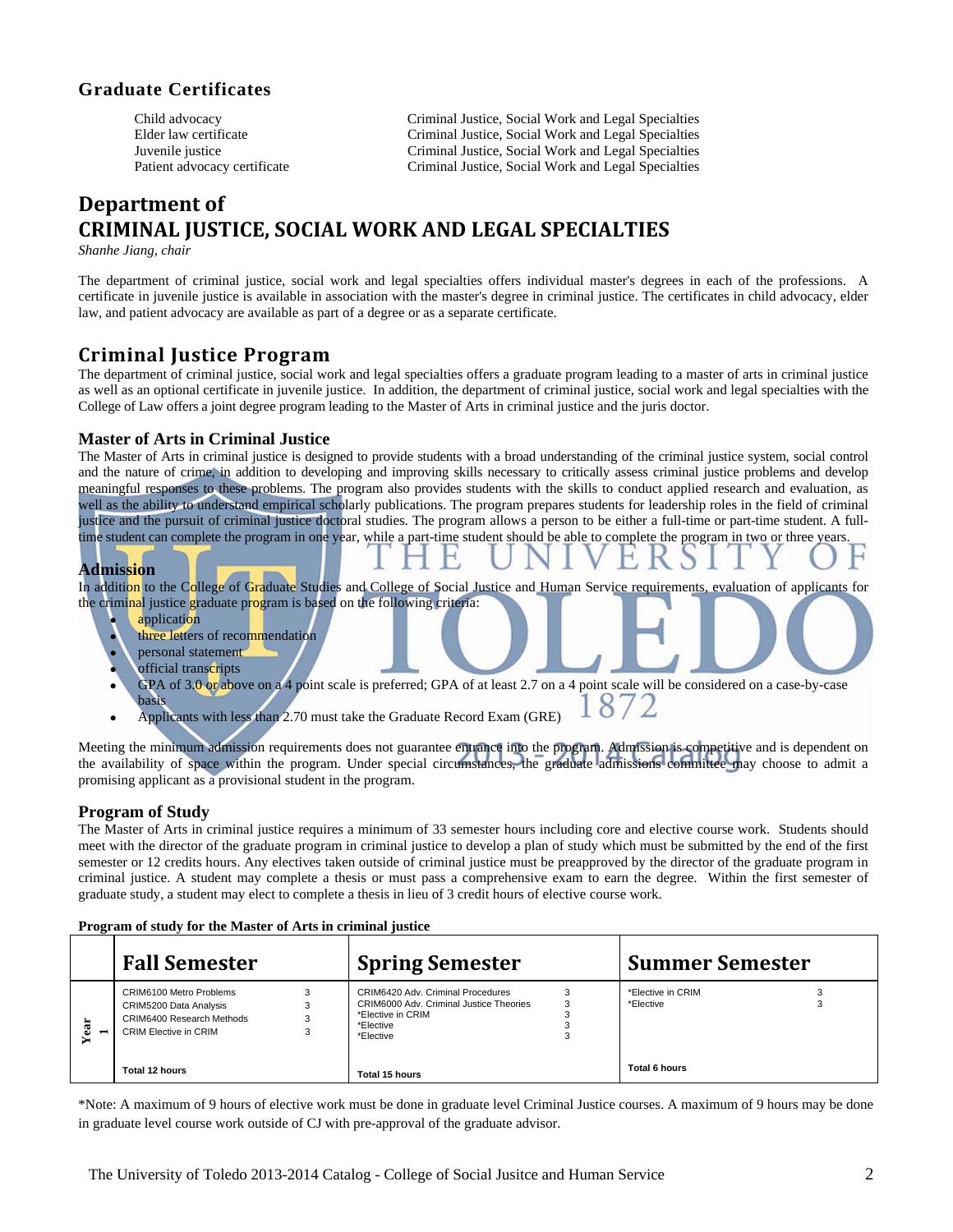## Graduate Certificates

| | |
|---|---|
| Child advocacy | Criminal Justice, Social Work and Legal Specialties |
| Elder law certificate | Criminal Justice, Social Work and Legal Specialties |
| Juvenile justice | Criminal Justice, Social Work and Legal Specialties |
| Patient advocacy certificate | Criminal Justice, Social Work and Legal Specialties |

# Department of CRIMINAL JUSTICE, SOCIAL WORK AND LEGAL SPECIALTIES

*Shanhe Jiang, chair*

The department of criminal justice, social work and legal specialties offers individual master's degrees in each of the professions. A certificate in juvenile justice is available in association with the master's degree in criminal justice. The certificates in child advocacy, elder law, and patient advocacy are available as part of a degree or as a separate certificate.

## Criminal Justice Program

The department of criminal justice, social work and legal specialties offers a graduate program leading to a master of arts in criminal justice as well as an optional certificate in juvenile justice. In addition, the department of criminal justice, social work and legal specialties with the College of Law offers a joint degree program leading to the Master of Arts in criminal justice and the juris doctor.

### Master of Arts in Criminal Justice

The Master of Arts in criminal justice is designed to provide students with a broad understanding of the criminal justice system, social control and the nature of crime, in addition to developing and improving skills necessary to critically assess criminal justice problems and develop meaningful responses to these problems. The program also provides students with the skills to conduct applied research and evaluation, as well as the ability to understand empirical scholarly publications. The program prepares students for leadership roles in the field of criminal justice and the pursuit of criminal justice doctoral studies. The program allows a person to be either a full-time or part-time student. A full-time student can complete the program in one year, while a part-time student should be able to complete the program in two or three years.

### Admission

In addition to the College of Graduate Studies and College of Social Justice and Human Service requirements, evaluation of applicants for the criminal justice graduate program is based on the following criteria:

- application
- three letters of recommendation
- personal statement
- official transcripts
- GPA of 3.0 or above on a 4 point scale is preferred; GPA of at least 2.7 on a 4 point scale will be considered on a case-by-case basis
- Applicants with less than 2.70 must take the Graduate Record Exam (GRE)

Meeting the minimum admission requirements does not guarantee entrance into the program. Admission is competitive and is dependent on the availability of space within the program. Under special circumstances, the graduate admissions committee may choose to admit a promising applicant as a provisional student in the program.

### Program of Study

The Master of Arts in criminal justice requires a minimum of 33 semester hours including core and elective course work. Students should meet with the director of the graduate program in criminal justice to develop a plan of study which must be submitted by the end of the first semester or 12 credits hours. Any electives taken outside of criminal justice must be preapproved by the director of the graduate program in criminal justice. A student may complete a thesis or must pass a comprehensive exam to earn the degree. Within the first semester of graduate study, a student may elect to complete a thesis in lieu of 3 credit hours of elective course work.

**Program of study for the Master of Arts in criminal justice**

| | Fall Semester | | Spring Semester | | Summer Semester | |
|---|---|---|---|---|---|---|
| Year 1 | CRIM6100 Metro Problems | 3 | CRIM6420 Adv. Criminal Procedures | 3 | *Elective in CRIM | 3 |
| | CRIM5200 Data Analysis | 3 | CRIM6000 Adv. Criminal Justice Theories | 3 | *Elective | 3 |
| | CRIM6400 Research Methods | 3 | *Elective in CRIM | 3 | | |
| | CRIM Elective in CRIM | 3 | *Elective | 3 | | |
| | | | *Elective | 3 | | |
| | Total 12 hours | | Total 15 hours | | Total 6 hours | |

*Note: A maximum of 9 hours of elective work must be done in graduate level Criminal Justice courses. A maximum of 9 hours may be done in graduate level course work outside of CJ with pre-approval of the graduate advisor.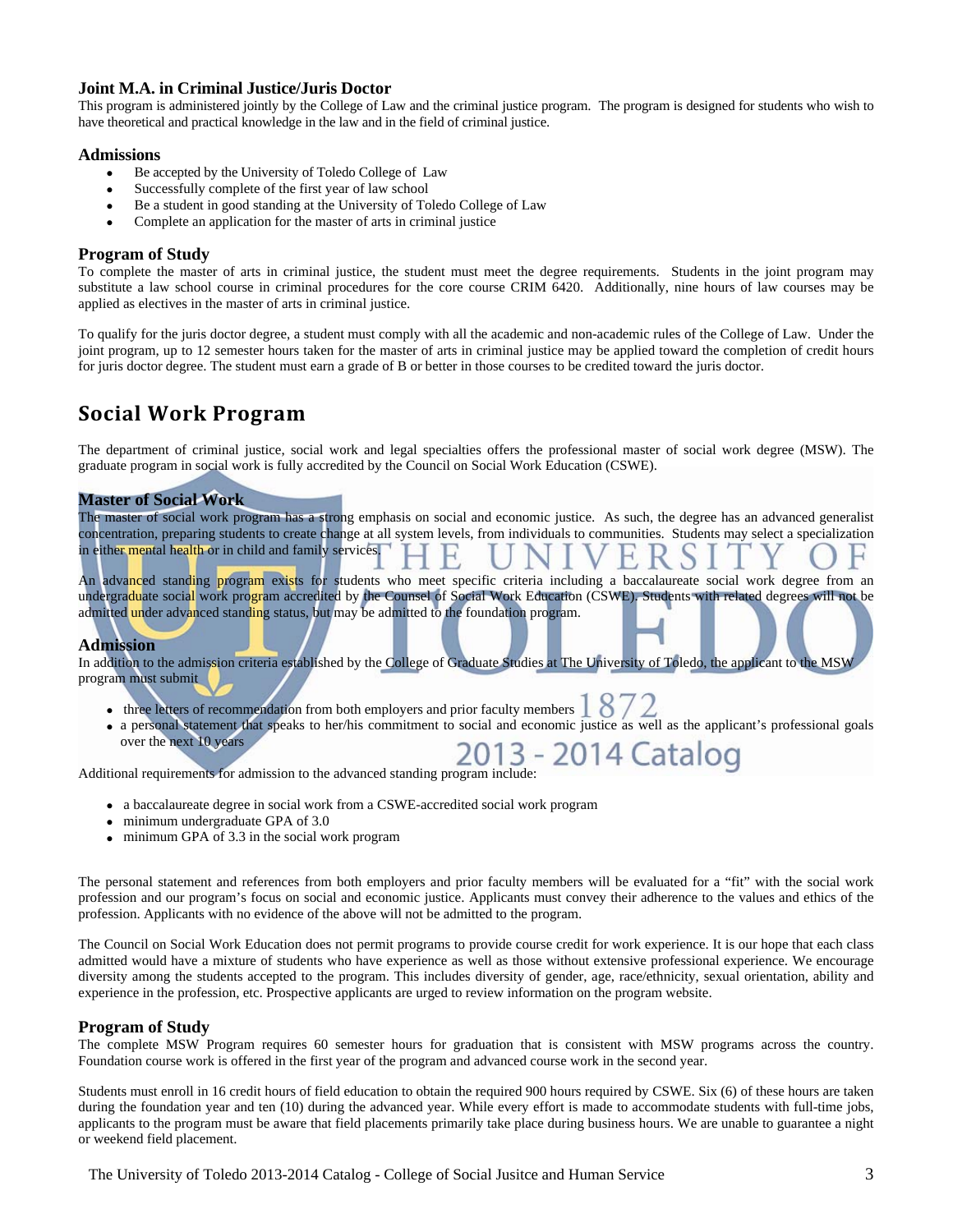### Joint M.A. in Criminal Justice/Juris Doctor

This program is administered jointly by the College of Law and the criminal justice program. The program is designed for students who wish to have theoretical and practical knowledge in the law and in the field of criminal justice.

### Admissions

- Be accepted by the University of Toledo College of Law
- Successfully complete of the first year of law school
- Be a student in good standing at the University of Toledo College of Law
- Complete an application for the master of arts in criminal justice

### Program of Study

To complete the master of arts in criminal justice, the student must meet the degree requirements. Students in the joint program may substitute a law school course in criminal procedures for the core course CRIM 6420. Additionally, nine hours of law courses may be applied as electives in the master of arts in criminal justice.

To qualify for the juris doctor degree, a student must comply with all the academic and non-academic rules of the College of Law. Under the joint program, up to 12 semester hours taken for the master of arts in criminal justice may be applied toward the completion of credit hours for juris doctor degree. The student must earn a grade of B or better in those courses to be credited toward the juris doctor.

## Social Work Program

The department of criminal justice, social work and legal specialties offers the professional master of social work degree (MSW). The graduate program in social work is fully accredited by the Council on Social Work Education (CSWE).

### Master of Social Work

The master of social work program has a strong emphasis on social and economic justice. As such, the degree has an advanced generalist concentration, preparing students to create change at all system levels, from individuals to communities. Students may select a specialization in either mental health or in child and family services.

An advanced standing program exists for students who meet specific criteria including a baccalaureate social work degree from an undergraduate social work program accredited by the Counsel of Social Work Education (CSWE). Students with related degrees will not be admitted under advanced standing status, but may be admitted to the foundation program.

### Admission

In addition to the admission criteria established by the College of Graduate Studies at The University of Toledo, the applicant to the MSW program must submit

- three letters of recommendation from both employers and prior faculty members
- a personal statement that speaks to her/his commitment to social and economic justice as well as the applicant's professional goals over the next 10 years

Additional requirements for admission to the advanced standing program include:

- a baccalaureate degree in social work from a CSWE-accredited social work program
- minimum undergraduate GPA of 3.0
- minimum GPA of 3.3 in the social work program

The personal statement and references from both employers and prior faculty members will be evaluated for a "fit" with the social work profession and our program's focus on social and economic justice. Applicants must convey their adherence to the values and ethics of the profession. Applicants with no evidence of the above will not be admitted to the program.

The Council on Social Work Education does not permit programs to provide course credit for work experience. It is our hope that each class admitted would have a mixture of students who have experience as well as those without extensive professional experience. We encourage diversity among the students accepted to the program. This includes diversity of gender, age, race/ethnicity, sexual orientation, ability and experience in the profession, etc. Prospective applicants are urged to review information on the program website.

### Program of Study

The complete MSW Program requires 60 semester hours for graduation that is consistent with MSW programs across the country. Foundation course work is offered in the first year of the program and advanced course work in the second year.

Students must enroll in 16 credit hours of field education to obtain the required 900 hours required by CSWE. Six (6) of these hours are taken during the foundation year and ten (10) during the advanced year. While every effort is made to accommodate students with full-time jobs, applicants to the program must be aware that field placements primarily take place during business hours. We are unable to guarantee a night or weekend field placement.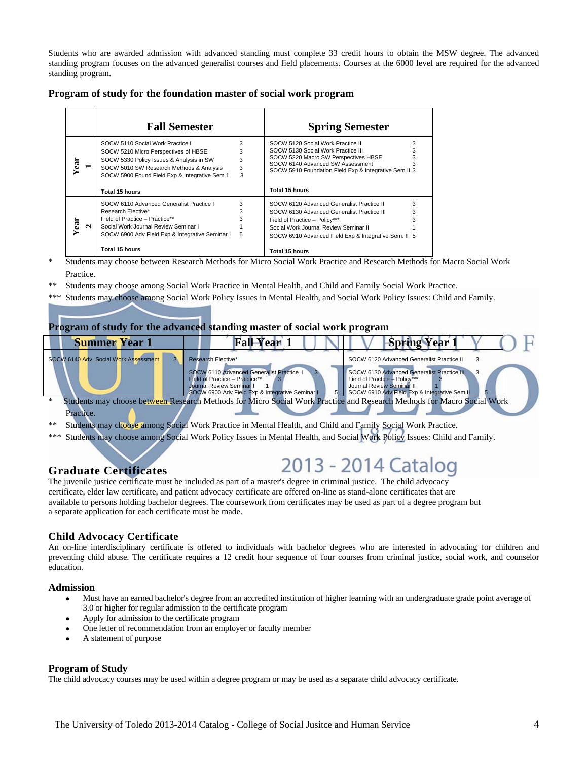Students who are awarded admission with advanced standing must complete 33 credit hours to obtain the MSW degree. The advanced standing program focuses on the advanced generalist courses and field placements. Courses at the 6000 level are required for the advanced standing program.

**Program of study for the foundation master of social work program**

| | Fall Semester | | Spring Semester | |
|---|---|---|---|---|
| Year 1 | SOCW 5110 Social Work Practice I | 3 | SOCW 5120 Social Work Practice II | 3 |
| | SOCW 5210 Micro Perspectives of HBSE | 3 | SOCW 5130 Social Work Practice III | 3 |
| | SOCW 5330 Policy Issues & Analysis in SW | 3 | SOCW 5220 Macro SW Perspectives HBSE | 3 |
| | SOCW 5010 SW Research Methods & Analysis | 3 | SOCW 6140 Advanced SW Assessment | 3 |
| | SOCW 5900 Found Field Exp & Integrative Sem 1 | 3 | SOCW 5910 Foundation Field Exp & Integrative Sem II | 3 |
| | Total 15 hours | | Total 15 hours | |
| Year 2 | SOCW 6110 Advanced Generalist Practice I | 3 | SOCW 6120 Advanced Generalist Practice II | 3 |
| | Research Elective* | 3 | SOCW 6130 Advanced Generalist Practice III | 3 |
| | Field of Practice – Practice** | 3 | Field of Practice – Policy*** | 3 |
| | Social Work Journal Review Seminar I | 1 | Social Work Journal Review Seminar II | 1 |
| | SOCW 6900 Adv Field Exp & Integrative Seminar I | 5 | SOCW 6910 Advanced Field Exp & Integrative Sem. II | 5 |
| | Total 15 hours | | Total 15 hours | |

\* Students may choose between Research Methods for Micro Social Work Practice and Research Methods for Macro Social Work Practice.

\*\* Students may choose among Social Work Practice in Mental Health, and Child and Family Social Work Practice.

\*\*\* Students may choose among Social Work Policy Issues in Mental Health, and Social Work Policy Issues: Child and Family.

**Program of study for the advanced standing master of social work program**

| Summer Year 1 | | Fall Year 1 | | Spring Year 1 | |
|---|---|---|---|---|---|
| SOCW 6140 Adv. Social Work Assessment | 3 | Research Elective* | | SOCW 6120 Advanced Generalist Practice II | 3 |
| | | SOCW 6110 Advanced Generalist Practice I | 3 | SOCW 6130 Advanced Generalist Practice III | 3 |
| | | Field of Practice – Practice** | 3 | Field of Practice – Policy*** | 3 |
| | | Journal Review Seminar I | 1 | Journal Review Seminar II | 1 |
| | | SOCW 6900 Adv Field Exp & Integrative Seminar I | 5 | SOCW 6910 Adv Field Exp & Integrative Sem II | 5 |

\* Students may choose between Research Methods for Micro Social Work Practice and Research Methods for Macro Social Work Practice.

\*\* Students may choose among Social Work Practice in Mental Health, and Child and Family Social Work Practice.

\*\*\* Students may choose among Social Work Policy Issues in Mental Health, and Social Work Policy Issues: Child and Family.

## Graduate Certificates

The juvenile justice certificate must be included as part of a master's degree in criminal justice. The child advocacy certificate, elder law certificate, and patient advocacy certificate are offered on-line as stand-alone certificates that are available to persons holding bachelor degrees. The coursework from certificates may be used as part of a degree program but a separate application for each certificate must be made.

### Child Advocacy Certificate

An on-line interdisciplinary certificate is offered to individuals with bachelor degrees who are interested in advocating for children and preventing child abuse. The certificate requires a 12 credit hour sequence of four courses from criminal justice, social work, and counselor education.

#### Admission

- Must have an earned bachelor's degree from an accredited institution of higher learning with an undergraduate grade point average of 3.0 or higher for regular admission to the certificate program
- Apply for admission to the certificate program
- One letter of recommendation from an employer or faculty member
- A statement of purpose

#### Program of Study

The child advocacy courses may be used within a degree program or may be used as a separate child advocacy certificate.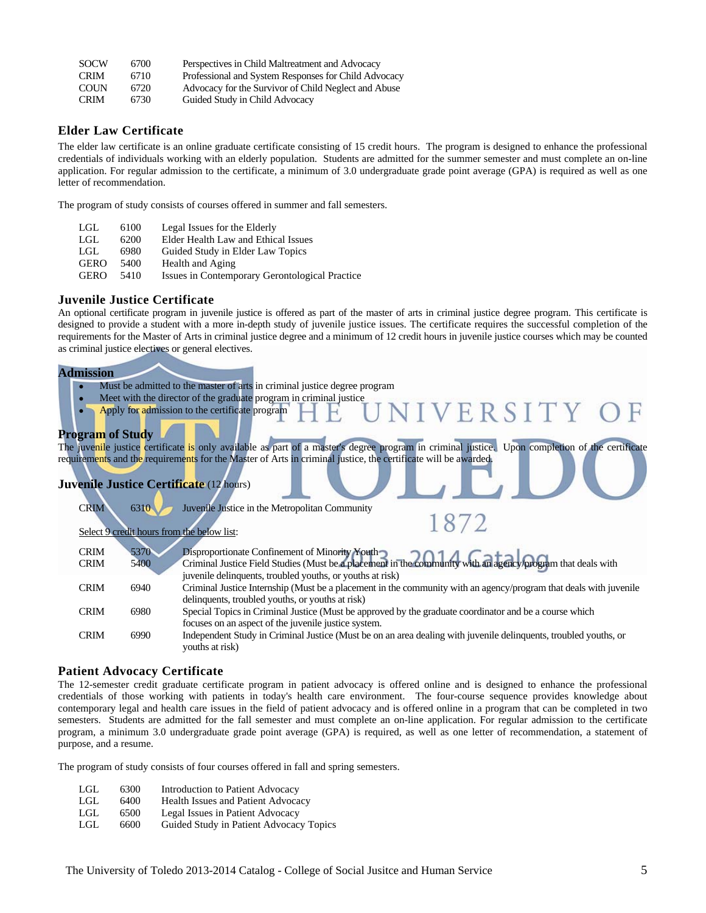| | | |
|---|---|---|
| SOCW | 6700 | Perspectives in Child Maltreatment and Advocacy |
| CRIM | 6710 | Professional and System Responses for Child Advocacy |
| COUN | 6720 | Advocacy for the Survivor of Child Neglect and Abuse |
| CRIM | 6730 | Guided Study in Child Advocacy |

## Elder Law Certificate

The elder law certificate is an online graduate certificate consisting of 15 credit hours. The program is designed to enhance the professional credentials of individuals working with an elderly population. Students are admitted for the summer semester and must complete an on-line application. For regular admission to the certificate, a minimum of 3.0 undergraduate grade point average (GPA) is required as well as one letter of recommendation.

The program of study consists of courses offered in summer and fall semesters.

| | | |
|---|---|---|
| LGL | 6100 | Legal Issues for the Elderly |
| LGL | 6200 | Elder Health Law and Ethical Issues |
| LGL | 6980 | Guided Study in Elder Law Topics |
| GERO | 5400 | Health and Aging |
| GERO | 5410 | Issues in Contemporary Gerontological Practice |

## Juvenile Justice Certificate

An optional certificate program in juvenile justice is offered as part of the master of arts in criminal justice degree program. This certificate is designed to provide a student with a more in-depth study of juvenile justice issues. The certificate requires the successful completion of the requirements for the Master of Arts in criminal justice degree and a minimum of 12 credit hours in juvenile justice courses which may be counted as criminal justice electives or general electives.

### Admission

- Must be admitted to the master of arts in criminal justice degree program
- Meet with the director of the graduate program in criminal justice
- Apply for admission to the certificate program

### Program of Study

The juvenile justice certificate is only available as part of a master's degree program in criminal justice. Upon completion of the certificate requirements and the requirements for the Master of Arts in criminal justice, the certificate will be awarded.

### Juvenile Justice Certificate (12 hours)

| | | |
|---|---|---|
| CRIM | 6310 | Juvenile Justice in the Metropolitan Community |

Select 9 credit hours from the below list:

| | | |
|---|---|---|
| CRIM | 5370 | Disproportionate Confinement of Minority Youth |
| CRIM | 5400 | Criminal Justice Field Studies (Must be a placement in the community with an agency/program that deals with juvenile delinquents, troubled youths, or youths at risk) |
| CRIM | 6940 | Criminal Justice Internship (Must be a placement in the community with an agency/program that deals with juvenile delinquents, troubled youths, or youths at risk) |
| CRIM | 6980 | Special Topics in Criminal Justice (Must be approved by the graduate coordinator and be a course which focuses on an aspect of the juvenile justice system. |
| CRIM | 6990 | Independent Study in Criminal Justice (Must be on an area dealing with juvenile delinquents, troubled youths, or youths at risk) |

## Patient Advocacy Certificate

The 12-semester credit graduate certificate program in patient advocacy is offered online and is designed to enhance the professional credentials of those working with patients in today's health care environment. The four-course sequence provides knowledge about contemporary legal and health care issues in the field of patient advocacy and is offered online in a program that can be completed in two semesters. Students are admitted for the fall semester and must complete an on-line application. For regular admission to the certificate program, a minimum 3.0 undergraduate grade point average (GPA) is required, as well as one letter of recommendation, a statement of purpose, and a resume.

The program of study consists of four courses offered in fall and spring semesters.

| | | |
|---|---|---|
| LGL | 6300 | Introduction to Patient Advocacy |
| LGL | 6400 | Health Issues and Patient Advocacy |
| LGL | 6500 | Legal Issues in Patient Advocacy |
| LGL | 6600 | Guided Study in Patient Advocacy Topics |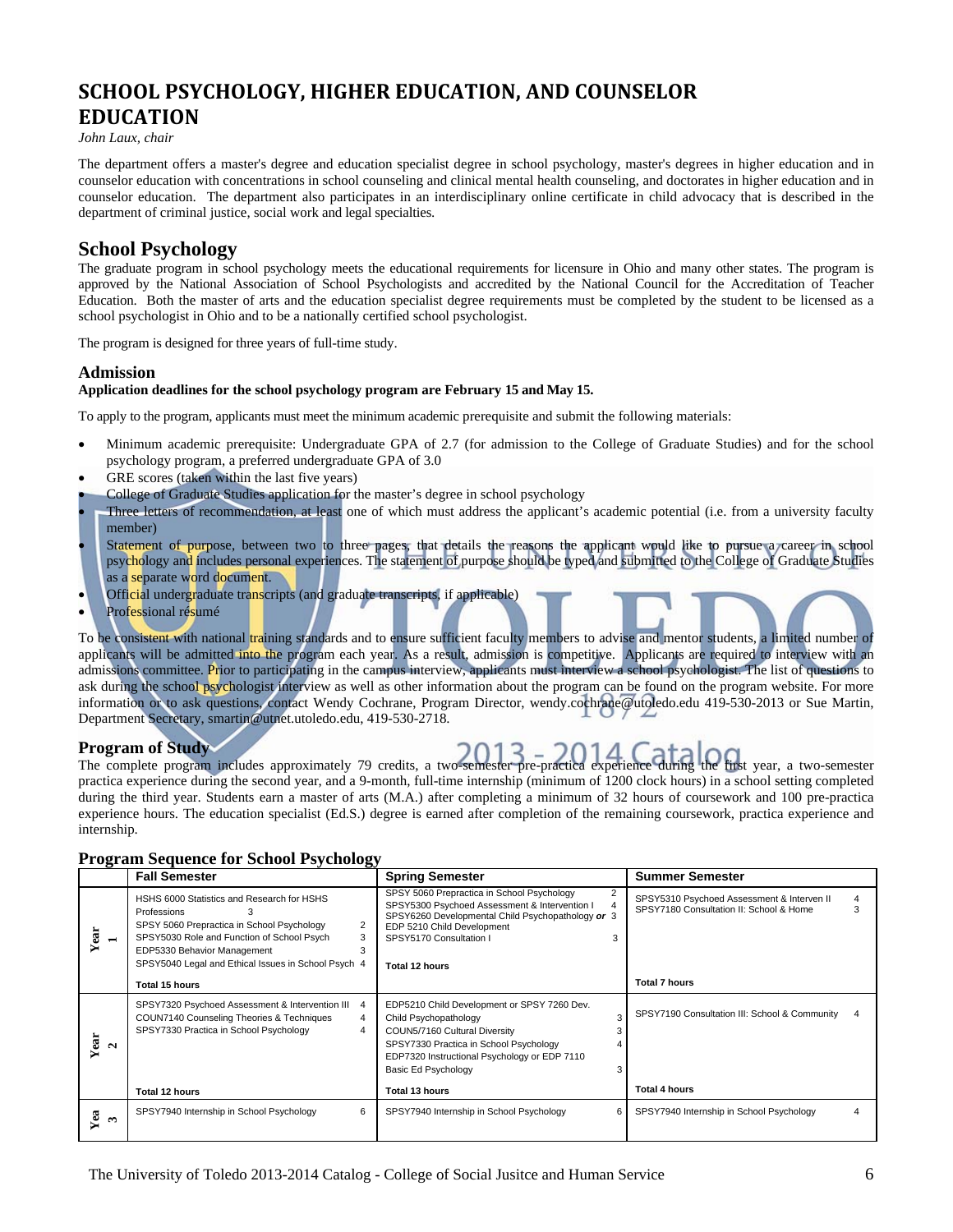# SCHOOL PSYCHOLOGY, HIGHER EDUCATION, AND COUNSELOR EDUCATION

*John Laux, chair*

The department offers a master's degree and education specialist degree in school psychology, master's degrees in higher education and in counselor education with concentrations in school counseling and clinical mental health counseling, and doctorates in higher education and in counselor education. The department also participates in an interdisciplinary online certificate in child advocacy that is described in the department of criminal justice, social work and legal specialties.

## School Psychology

The graduate program in school psychology meets the educational requirements for licensure in Ohio and many other states. The program is approved by the National Association of School Psychologists and accredited by the National Council for the Accreditation of Teacher Education. Both the master of arts and the education specialist degree requirements must be completed by the student to be licensed as a school psychologist in Ohio and to be a nationally certified school psychologist.

The program is designed for three years of full-time study.

### Admission

**Application deadlines for the school psychology program are February 15 and May 15.**

To apply to the program, applicants must meet the minimum academic prerequisite and submit the following materials:

- Minimum academic prerequisite: Undergraduate GPA of 2.7 (for admission to the College of Graduate Studies) and for the school psychology program, a preferred undergraduate GPA of 3.0
- GRE scores (taken within the last five years)
- College of Graduate Studies application for the master's degree in school psychology
- Three letters of recommendation, at least one of which must address the applicant's academic potential (i.e. from a university faculty member)
- Statement of purpose, between two to three pages, that details the reasons the applicant would like to pursue a career in school psychology and includes personal experiences. The statement of purpose should be typed and submitted to the College of Graduate Studies as a separate word document.
- Official undergraduate transcripts (and graduate transcripts, if applicable)
- Professional résumé

To be consistent with national training standards and to ensure sufficient faculty members to advise and mentor students, a limited number of applicants will be admitted into the program each year. As a result, admission is competitive. Applicants are required to interview with an admissions committee. Prior to participating in the campus interview, applicants must interview a school psychologist. The list of questions to ask during the school psychologist interview as well as other information about the program can be found on the program website. For more information or to ask questions, contact Wendy Cochrane, Program Director, wendy.cochrane@utoledo.edu 419-530-2013 or Sue Martin, Department Secretary, smartin@utnet.utoledo.edu, 419-530-2718.

### Program of Study

The complete program includes approximately 79 credits, a two-semester pre-practica experience during the first year, a two-semester practica experience during the second year, and a 9-month, full-time internship (minimum of 1200 clock hours) in a school setting completed during the third year. Students earn a master of arts (M.A.) after completing a minimum of 32 hours of coursework and 100 pre-practica experience hours. The education specialist (Ed.S.) degree is earned after completion of the remaining coursework, practica experience and internship.

### Program Sequence for School Psychology

| | Fall Semester | Spring Semester | Summer Semester |
|---|---|---|---|
| Year 1 | HSHS 6000 Statistics and Research for HSHS Professions 3<br>SPSY 5060 Prepractica in School Psychology 2<br>SPSY5030 Role and Function of School Psych 3<br>EDP5330 Behavior Management 3<br>SPSY5040 Legal and Ethical Issues in School Psych 4<br>**Total 15 hours** | SPSY 5060 Prepractica in School Psychology 2<br>SPSY5300 Psychoed Assessment & Intervention I 4<br>SPSY6260 Developmental Child Psychopathology ***or*** EDP 5210 Child Development 3<br>SPSY5170 Consultation I 3<br>**Total 12 hours** | SPSY5310 Psychoed Assessment & Interven II 4<br>SPSY7180 Consultation II: School & Home 3<br>**Total 7 hours** |
| Year 2 | SPSY7320 Psychoed Assessment & Intervention III 4<br>COUN7140 Counseling Theories & Techniques 4<br>SPSY7330 Practica in School Psychology 4<br>**Total 12 hours** | EDP5210 Child Development or SPSY 7260 Dev. Child Psychopathology 3<br>COUN5/7160 Cultural Diversity 3<br>SPSY7330 Practica in School Psychology 4<br>EDP7320 Instructional Psychology or EDP 7110 Basic Ed Psychology 3<br>**Total 13 hours** | SPSY7190 Consultation III: School & Community 4<br>**Total 4 hours** |
| Year 3 | SPSY7940 Internship in School Psychology 6 | SPSY7940 Internship in School Psychology 6 | SPSY7940 Internship in School Psychology 4 |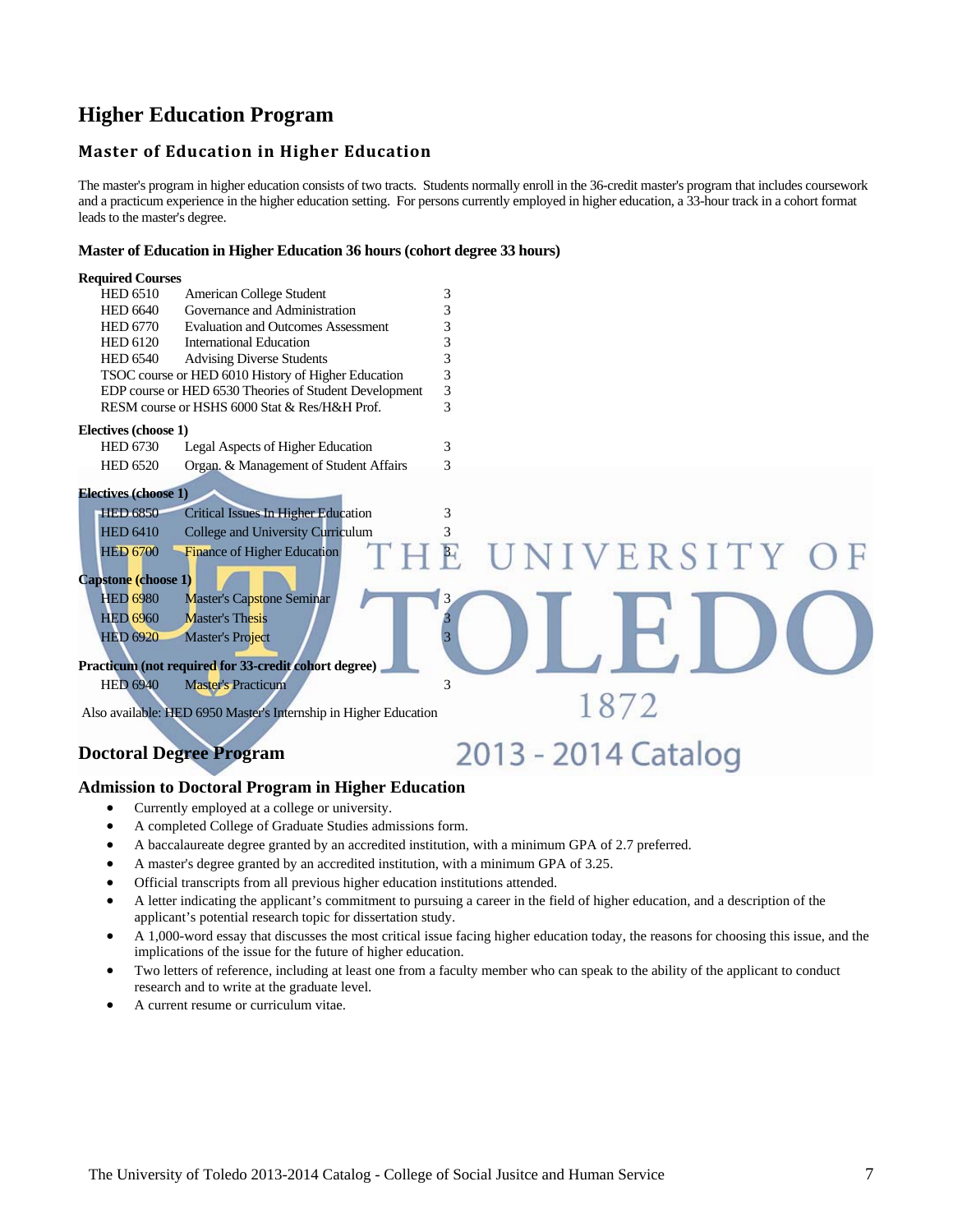# Higher Education Program

## Master of Education in Higher Education

The master's program in higher education consists of two tracts. Students normally enroll in the 36-credit master's program that includes coursework and a practicum experience in the higher education setting. For persons currently employed in higher education, a 33-hour track in a cohort format leads to the master's degree.

### Master of Education in Higher Education 36 hours (cohort degree 33 hours)

**Required Courses**

| | | |
|---|---|---|
| HED 6510 | American College Student | 3 |
| HED 6640 | Governance and Administration | 3 |
| HED 6770 | Evaluation and Outcomes Assessment | 3 |
| HED 6120 | International Education | 3 |
| HED 6540 | Advising Diverse Students | 3 |
| TSOC course or HED 6010 History of Higher Education | | 3 |
| EDP course or HED 6530 Theories of Student Development | | 3 |
| RESM course or HSHS 6000 Stat & Res/H&H Prof. | | 3 |

**Electives (choose 1)**

| | | |
|---|---|---|
| HED 6730 | Legal Aspects of Higher Education | 3 |
| HED 6520 | Organ. & Management of Student Affairs | 3 |

**Electives (choose 1)**

| | | |
|---|---|---|
| HED 6850 | Critical Issues In Higher Education | 3 |
| HED 6410 | College and University Curriculum | 3 |
| HED 6700 | Finance of Higher Education | 3 |

**Capstone (choose 1)**

| | | |
|---|---|---|
| HED 6980 | Master's Capstone Seminar | 3 |
| HED 6960 | Master's Thesis | 3 |
| HED 6920 | Master's Project | 3 |

**Practicum (not required for 33-credit cohort degree)**

| | | |
|---|---|---|
| HED 6940 | Master's Practicum | 3 |

Also available: HED 6950 Master's Internship in Higher Education

## Doctoral Degree Program

### Admission to Doctoral Program in Higher Education

- Currently employed at a college or university.
- A completed College of Graduate Studies admissions form.
- A baccalaureate degree granted by an accredited institution, with a minimum GPA of 2.7 preferred.
- A master's degree granted by an accredited institution, with a minimum GPA of 3.25.
- Official transcripts from all previous higher education institutions attended.
- A letter indicating the applicant's commitment to pursuing a career in the field of higher education, and a description of the applicant's potential research topic for dissertation study.
- A 1,000-word essay that discusses the most critical issue facing higher education today, the reasons for choosing this issue, and the implications of the issue for the future of higher education.
- Two letters of reference, including at least one from a faculty member who can speak to the ability of the applicant to conduct research and to write at the graduate level.
- A current resume or curriculum vitae.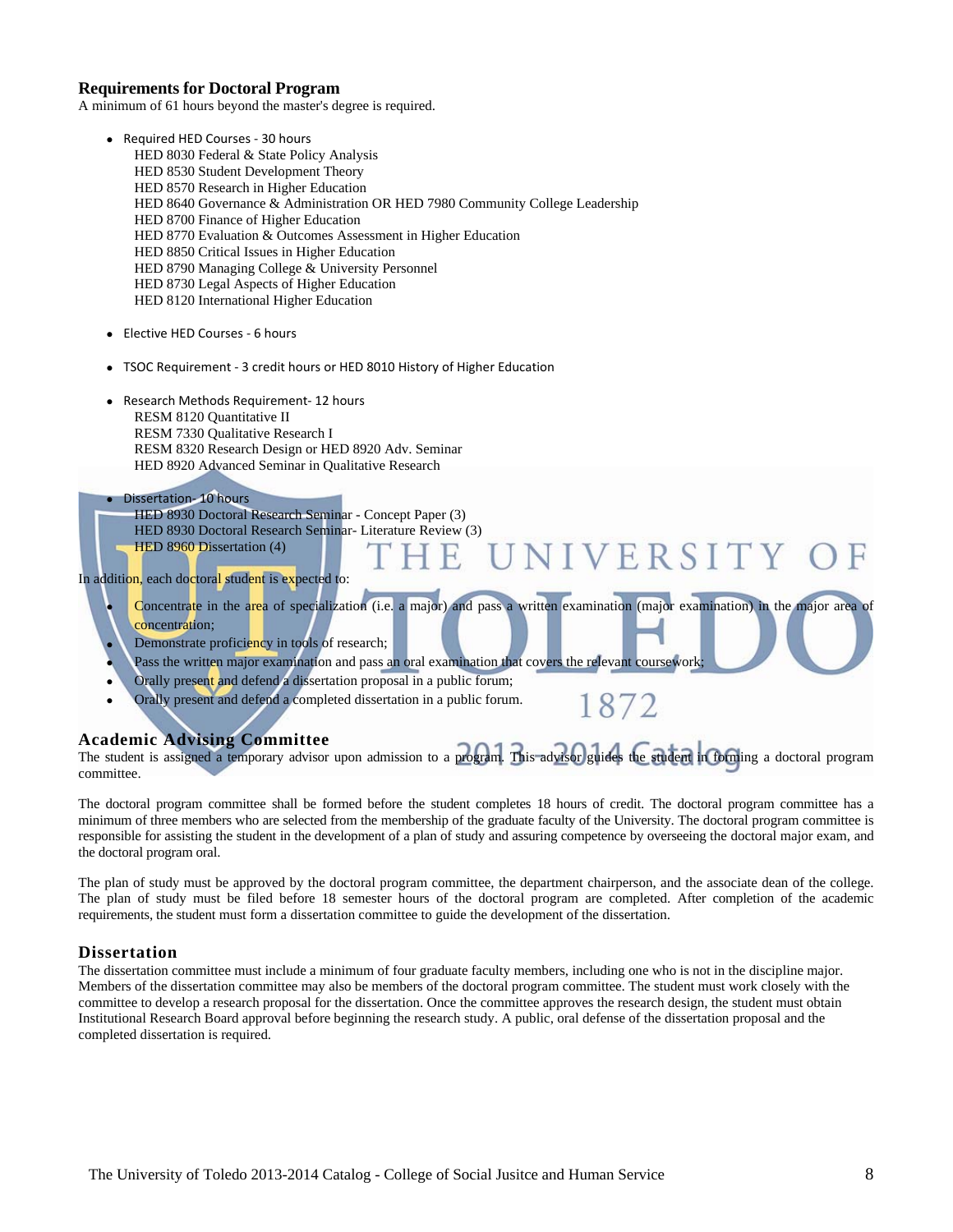## Requirements for Doctoral Program

A minimum of 61 hours beyond the master's degree is required.

- Required HED Courses - 30 hours
  - HED 8030 Federal & State Policy Analysis
  - HED 8530 Student Development Theory
  - HED 8570 Research in Higher Education
  - HED 8640 Governance & Administration OR HED 7980 Community College Leadership
  - HED 8700 Finance of Higher Education
  - HED 8770 Evaluation & Outcomes Assessment in Higher Education
  - HED 8850 Critical Issues in Higher Education
  - HED 8790 Managing College & University Personnel
  - HED 8730 Legal Aspects of Higher Education
  - HED 8120 International Higher Education
- Elective HED Courses - 6 hours
- TSOC Requirement - 3 credit hours or HED 8010 History of Higher Education
- Research Methods Requirement- 12 hours
  - RESM 8120 Quantitative II
  - RESM 7330 Qualitative Research I
  - RESM 8320 Research Design or HED 8920 Adv. Seminar
  - HED 8920 Advanced Seminar in Qualitative Research
- Dissertation- 10 hours
  - HED 8930 Doctoral Research Seminar - Concept Paper (3)
  - HED 8930 Doctoral Research Seminar- Literature Review (3)
  - HED 8960 Dissertation (4)

In addition, each doctoral student is expected to:

- Concentrate in the area of specialization (i.e. a major) and pass a written examination (major examination) in the major area of concentration;
- Demonstrate proficiency in tools of research;
- Pass the written major examination and pass an oral examination that covers the relevant coursework;
- Orally present and defend a dissertation proposal in a public forum;
- Orally present and defend a completed dissertation in a public forum.

## Academic Advising Committee

The student is assigned a temporary advisor upon admission to a program. This advisor guides the student in forming a doctoral program committee.

The doctoral program committee shall be formed before the student completes 18 hours of credit. The doctoral program committee has a minimum of three members who are selected from the membership of the graduate faculty of the University. The doctoral program committee is responsible for assisting the student in the development of a plan of study and assuring competence by overseeing the doctoral major exam, and the doctoral program oral.

The plan of study must be approved by the doctoral program committee, the department chairperson, and the associate dean of the college. The plan of study must be filed before 18 semester hours of the doctoral program are completed. After completion of the academic requirements, the student must form a dissertation committee to guide the development of the dissertation.

## Dissertation

The dissertation committee must include a minimum of four graduate faculty members, including one who is not in the discipline major. Members of the dissertation committee may also be members of the doctoral program committee. The student must work closely with the committee to develop a research proposal for the dissertation. Once the committee approves the research design, the student must obtain Institutional Research Board approval before beginning the research study. A public, oral defense of the dissertation proposal and the completed dissertation is required.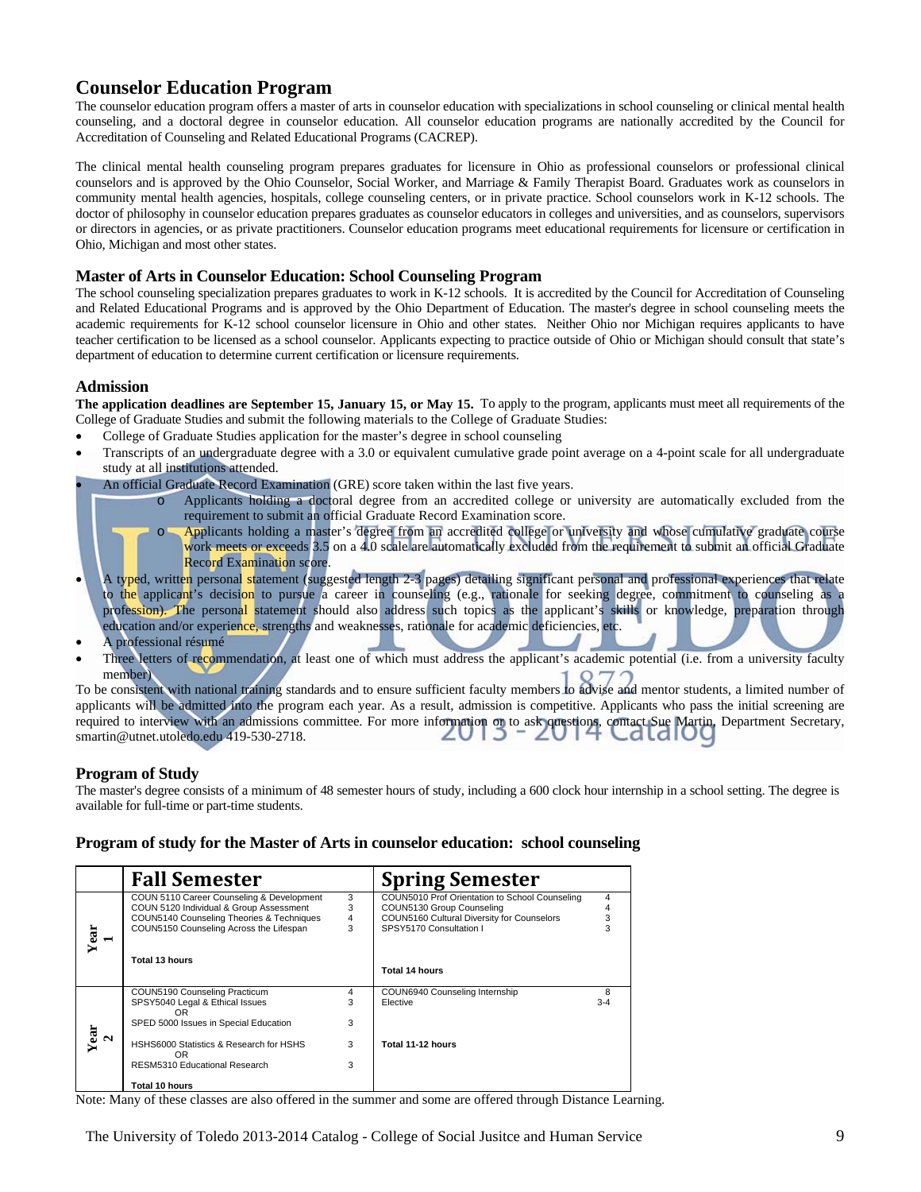## Counselor Education Program

The counselor education program offers a master of arts in counselor education with specializations in school counseling or clinical mental health counseling, and a doctoral degree in counselor education. All counselor education programs are nationally accredited by the Council for Accreditation of Counseling and Related Educational Programs (CACREP).

The clinical mental health counseling program prepares graduates for licensure in Ohio as professional counselors or professional clinical counselors and is approved by the Ohio Counselor, Social Worker, and Marriage & Family Therapist Board. Graduates work as counselors in community mental health agencies, hospitals, college counseling centers, or in private practice. School counselors work in K-12 schools. The doctor of philosophy in counselor education prepares graduates as counselor educators in colleges and universities, and as counselors, supervisors or directors in agencies, or as private practitioners. Counselor education programs meet educational requirements for licensure or certification in Ohio, Michigan and most other states.

### Master of Arts in Counselor Education: School Counseling Program

The school counseling specialization prepares graduates to work in K-12 schools. It is accredited by the Council for Accreditation of Counseling and Related Educational Programs and is approved by the Ohio Department of Education. The master's degree in school counseling meets the academic requirements for K-12 school counselor licensure in Ohio and other states. Neither Ohio nor Michigan requires applicants to have teacher certification to be licensed as a school counselor. Applicants expecting to practice outside of Ohio or Michigan should consult that state's department of education to determine current certification or licensure requirements.

### Admission

**The application deadlines are September 15, January 15, or May 15.** To apply to the program, applicants must meet all requirements of the College of Graduate Studies and submit the following materials to the College of Graduate Studies:

- College of Graduate Studies application for the master's degree in school counseling
- Transcripts of an undergraduate degree with a 3.0 or equivalent cumulative grade point average on a 4-point scale for all undergraduate study at all institutions attended.
- An official Graduate Record Examination (GRE) score taken within the last five years.
    - Applicants holding a doctoral degree from an accredited college or university are automatically excluded from the requirement to submit an official Graduate Record Examination score.
    - Applicants holding a master's degree from an accredited college or university and whose cumulative graduate course work meets or exceeds 3.5 on a 4.0 scale are automatically excluded from the requirement to submit an official Graduate Record Examination score.
- A typed, written personal statement (suggested length 2-3 pages) detailing significant personal and professional experiences that relate to the applicant's decision to pursue a career in counseling (e.g., rationale for seeking degree, commitment to counseling as a profession). The personal statement should also address such topics as the applicant's skills or knowledge, preparation through education and/or experience, strengths and weaknesses, rationale for academic deficiencies, etc.
- A professional résumé
- Three letters of recommendation, at least one of which must address the applicant's academic potential (i.e. from a university faculty member)

To be consistent with national training standards and to ensure sufficient faculty members to advise and mentor students, a limited number of applicants will be admitted into the program each year. As a result, admission is competitive. Applicants who pass the initial screening are required to interview with an admissions committee. For more information or to ask questions, contact Sue Martin, Department Secretary, smartin@utnet.utoledo.edu 419-530-2718.

### Program of Study

The master's degree consists of a minimum of 48 semester hours of study, including a 600 clock hour internship in a school setting. The degree is available for full-time or part-time students.

### Program of study for the Master of Arts in counselor education: school counseling

| | Fall Semester | | Spring Semester | |
|---|---|---|---|---|
| Year 1 | COUN 5110 Career Counseling & Development | 3 | COUN5010 Prof Orientation to School Counseling | 4 |
| | COUN 5120 Individual & Group Assessment | 3 | COUN5130 Group Counseling | 4 |
| | COUN5140 Counseling Theories & Techniques | 4 | COUN5160 Cultural Diversity for Counselors | 3 |
| | COUN5150 Counseling Across the Lifespan | 3 | SPSY5170 Consultation I | 3 |
| | **Total 13 hours** | | **Total 14 hours** | |
| Year 2 | COUN5190 Counseling Practicum | 4 | COUN6940 Counseling Internship | 8 |
| | SPSY5040 Legal & Ethical Issues OR SPED 5000 Issues in Special Education | 3 / 3 | Elective | 3-4 |
| | HSHS6000 Statistics & Research for HSHS OR RESM5310 Educational Research | 3 / 3 | **Total 11-12 hours** | |
| | **Total 10 hours** | | | |

Note: Many of these classes are also offered in the summer and some are offered through Distance Learning.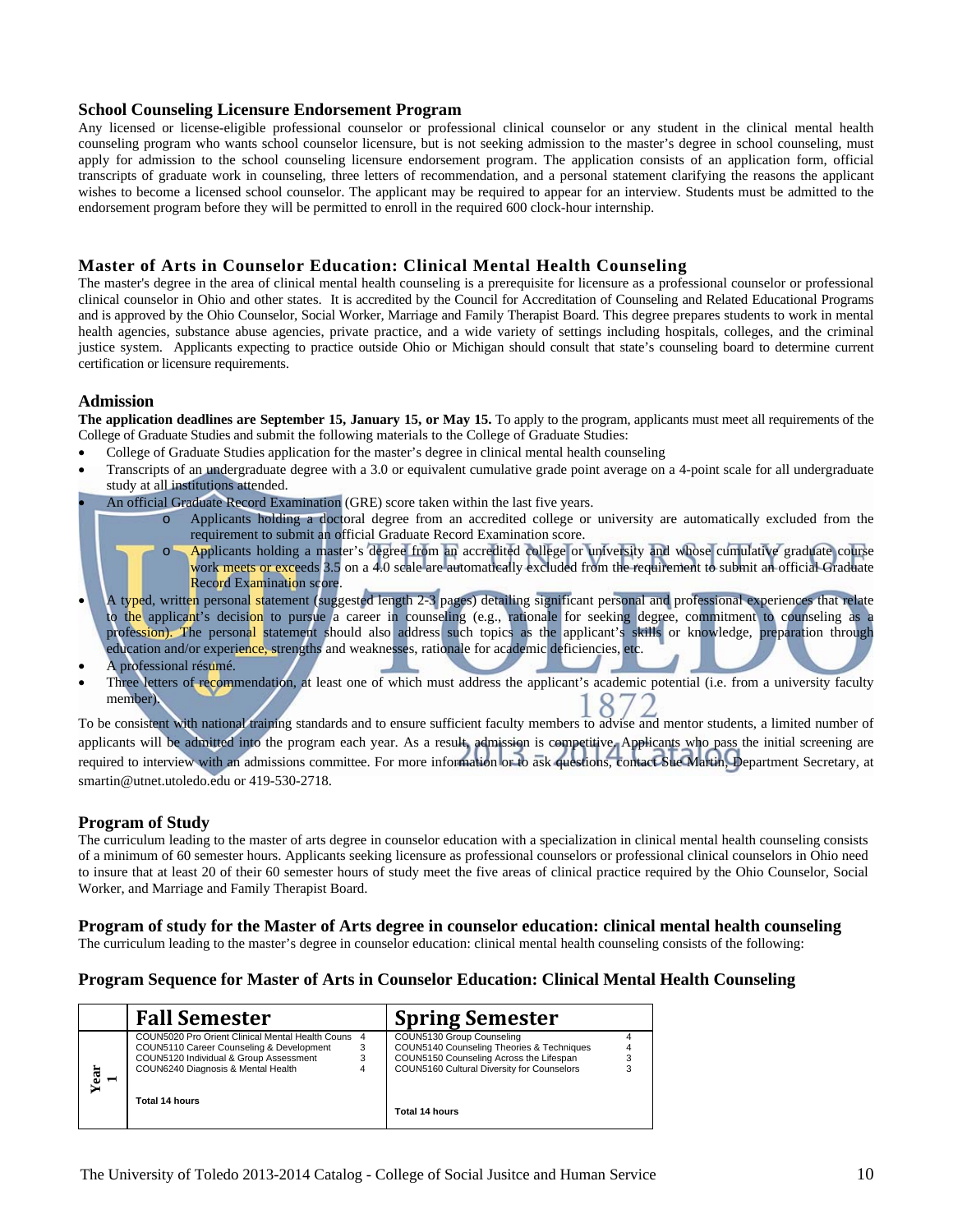## School Counseling Licensure Endorsement Program

Any licensed or license-eligible professional counselor or professional clinical counselor or any student in the clinical mental health counseling program who wants school counselor licensure, but is not seeking admission to the master's degree in school counseling, must apply for admission to the school counseling licensure endorsement program. The application consists of an application form, official transcripts of graduate work in counseling, three letters of recommendation, and a personal statement clarifying the reasons the applicant wishes to become a licensed school counselor. The applicant may be required to appear for an interview. Students must be admitted to the endorsement program before they will be permitted to enroll in the required 600 clock-hour internship.

## Master of Arts in Counselor Education: Clinical Mental Health Counseling

The master's degree in the area of clinical mental health counseling is a prerequisite for licensure as a professional counselor or professional clinical counselor in Ohio and other states. It is accredited by the Council for Accreditation of Counseling and Related Educational Programs and is approved by the Ohio Counselor, Social Worker, Marriage and Family Therapist Board. This degree prepares students to work in mental health agencies, substance abuse agencies, private practice, and a wide variety of settings including hospitals, colleges, and the criminal justice system. Applicants expecting to practice outside Ohio or Michigan should consult that state's counseling board to determine current certification or licensure requirements.

### Admission

**The application deadlines are September 15, January 15, or May 15.** To apply to the program, applicants must meet all requirements of the College of Graduate Studies and submit the following materials to the College of Graduate Studies:

- College of Graduate Studies application for the master's degree in clinical mental health counseling
- Transcripts of an undergraduate degree with a 3.0 or equivalent cumulative grade point average on a 4-point scale for all undergraduate study at all institutions attended.
- An official Graduate Record Examination (GRE) score taken within the last five years.
  - Applicants holding a doctoral degree from an accredited college or university are automatically excluded from the requirement to submit an official Graduate Record Examination score.
  - Applicants holding a master's degree from an accredited college or university and whose cumulative graduate course work meets or exceeds 3.5 on a 4.0 scale are automatically excluded from the requirement to submit an official Graduate Record Examination score.
- A typed, written personal statement (suggested length 2-3 pages) detailing significant personal and professional experiences that relate to the applicant's decision to pursue a career in counseling (e.g., rationale for seeking degree, commitment to counseling as a profession). The personal statement should also address such topics as the applicant's skills or knowledge, preparation through education and/or experience, strengths and weaknesses, rationale for academic deficiencies, etc.
- A professional résumé.
- Three letters of recommendation, at least one of which must address the applicant's academic potential (i.e. from a university faculty member).

To be consistent with national training standards and to ensure sufficient faculty members to advise and mentor students, a limited number of applicants will be admitted into the program each year. As a result, admission is competitive. Applicants who pass the initial screening are required to interview with an admissions committee. For more information or to ask questions, contact Sue Martin, Department Secretary, at smartin@utnet.utoledo.edu or 419-530-2718.

### Program of Study

The curriculum leading to the master of arts degree in counselor education with a specialization in clinical mental health counseling consists of a minimum of 60 semester hours. Applicants seeking licensure as professional counselors or professional clinical counselors in Ohio need to insure that at least 20 of their 60 semester hours of study meet the five areas of clinical practice required by the Ohio Counselor, Social Worker, and Marriage and Family Therapist Board.

### Program of study for the Master of Arts degree in counselor education: clinical mental health counseling

The curriculum leading to the master's degree in counselor education: clinical mental health counseling consists of the following:

### Program Sequence for Master of Arts in Counselor Education: Clinical Mental Health Counseling

| | Fall Semester | | Spring Semester | |
|---|---|---|---|---|
| Year 1 | COUN5020 Pro Orient Clinical Mental Health Couns | 4 | COUN5130 Group Counseling | 4 |
| | COUN5110 Career Counseling & Development | 3 | COUN5140 Counseling Theories & Techniques | 4 |
| | COUN5120 Individual & Group Assessment | 3 | COUN5150 Counseling Across the Lifespan | 3 |
| | COUN6240 Diagnosis & Mental Health | 4 | COUN5160 Cultural Diversity for Counselors | 3 |
| | **Total 14 hours** | | **Total 14 hours** | |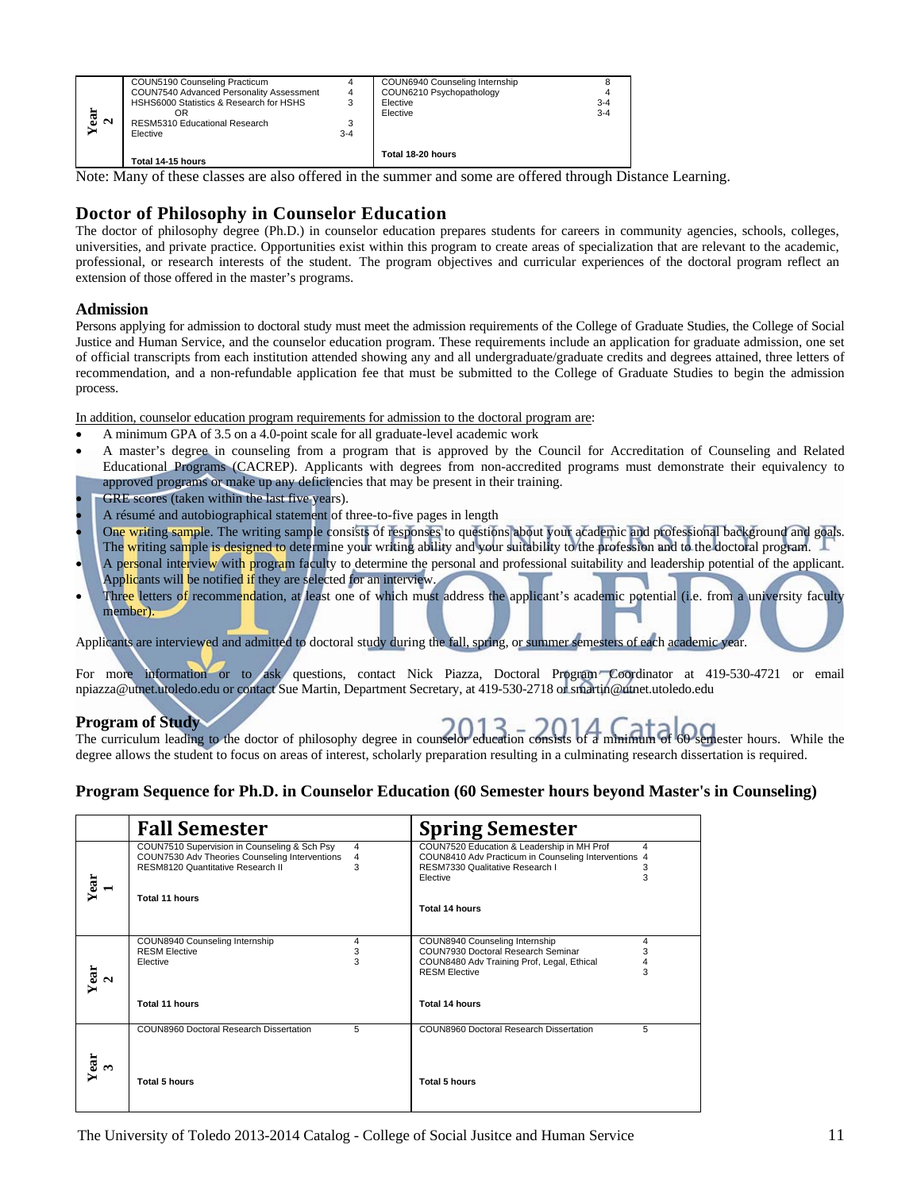| | | | | |
|---|---|---|---|---|
| Year 2 | COUN5190 Counseling Practicum | 4 | COUN6940 Counseling Internship | 8 |
| | COUN7540 Advanced Personality Assessment | 4 | COUN6210 Psychopathology | 4 |
| | HSHS6000 Statistics & Research for HSHS | 3 | Elective | 3-4 |
| | OR | | Elective | 3-4 |
| | RESM5310 Educational Research | 3 | | |
| | Elective | 3-4 | | |
| | **Total 14-15 hours** | | **Total 18-20 hours** | |

Note: Many of these classes are also offered in the summer and some are offered through Distance Learning.

## Doctor of Philosophy in Counselor Education

The doctor of philosophy degree (Ph.D.) in counselor education prepares students for careers in community agencies, schools, colleges, universities, and private practice. Opportunities exist within this program to create areas of specialization that are relevant to the academic, professional, or research interests of the student. The program objectives and curricular experiences of the doctoral program reflect an extension of those offered in the master's programs.

### Admission

Persons applying for admission to doctoral study must meet the admission requirements of the College of Graduate Studies, the College of Social Justice and Human Service, and the counselor education program. These requirements include an application for graduate admission, one set of official transcripts from each institution attended showing any and all undergraduate/graduate credits and degrees attained, three letters of recommendation, and a non-refundable application fee that must be submitted to the College of Graduate Studies to begin the admission process.

In addition, counselor education program requirements for admission to the doctoral program are:

- A minimum GPA of 3.5 on a 4.0-point scale for all graduate-level academic work
- A master's degree in counseling from a program that is approved by the Council for Accreditation of Counseling and Related Educational Programs (CACREP). Applicants with degrees from non-accredited programs must demonstrate their equivalency to approved programs or make up any deficiencies that may be present in their training.
- GRE scores (taken within the last five years).
- A résumé and autobiographical statement of three-to-five pages in length
- One writing sample. The writing sample consists of responses to questions about your academic and professional background and goals. The writing sample is designed to determine your writing ability and your suitability to the profession and to the doctoral program.
- A personal interview with program faculty to determine the personal and professional suitability and leadership potential of the applicant. Applicants will be notified if they are selected for an interview.
- Three letters of recommendation, at least one of which must address the applicant's academic potential (i.e. from a university faculty member).

Applicants are interviewed and admitted to doctoral study during the fall, spring, or summer semesters of each academic year.

For more information or to ask questions, contact Nick Piazza, Doctoral Program Coordinator at 419-530-4721 or email npiazza@utnet.utoledo.edu or contact Sue Martin, Department Secretary, at 419-530-2718 or smartin@utnet.utoledo.edu

### Program of Study

The curriculum leading to the doctor of philosophy degree in counselor education consists of a minimum of 60 semester hours. While the degree allows the student to focus on areas of interest, scholarly preparation resulting in a culminating research dissertation is required.

### Program Sequence for Ph.D. in Counselor Education (60 Semester hours beyond Master's in Counseling)

| | Fall Semester | | Spring Semester | |
|---|---|---|---|---|
| Year 1 | COUN7510 Supervision in Counseling & Sch Psy | 4 | COUN7520 Education & Leadership in MH Prof | 4 |
| | COUN7530 Adv Theories Counseling Interventions | 4 | COUN8410 Adv Practicum in Counseling Interventions | 4 |
| | RESM8120 Quantitative Research II | 3 | RESM7330 Qualitative Research I | 3 |
| | | | Elective | 3 |
| | **Total 11 hours** | | **Total 14 hours** | |
| Year 2 | COUN8940 Counseling Internship | 4 | COUN8940 Counseling Internship | 4 |
| | RESM Elective | 3 | COUN7930 Doctoral Research Seminar | 3 |
| | Elective | 3 | COUN8480 Adv Training Prof, Legal, Ethical | 4 |
| | | | RESM Elective | 3 |
| | **Total 11 hours** | | **Total 14 hours** | |
| Year 3 | COUN8960 Doctoral Research Dissertation | 5 | COUN8960 Doctoral Research Dissertation | 5 |
| | **Total 5 hours** | | **Total 5 hours** | |